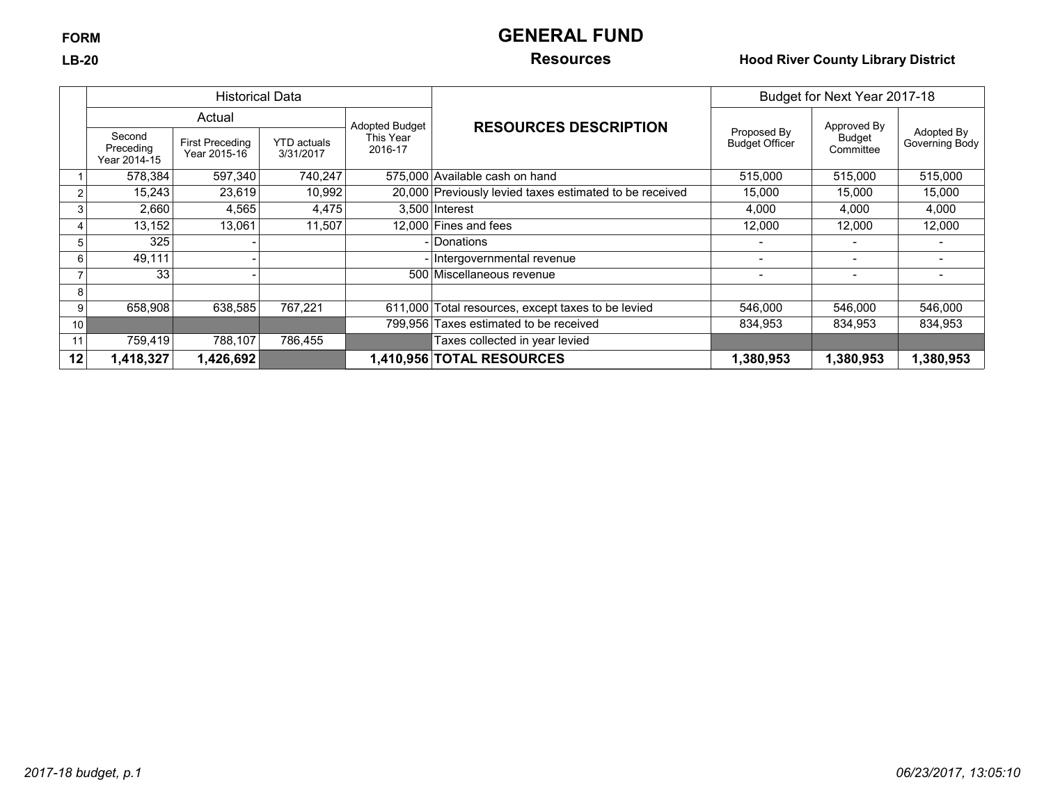FORM

LB-20

# GENERAL FUND

## Resources

**Hood River County Library District**

| | Historical Data | | | | RESOURCES DESCRIPTION | Budget for Next Year 2017-18 | | |
|---|---|---|---|---|---|---|---|---|
| | Actual | | | Adopted Budget This Year 2016-17 | | Proposed By Budget Officer | Approved By Budget Committee | Adopted By Governing Body |
| | Second Preceding Year 2014-15 | First Preceding Year 2015-16 | YTD actuals 3/31/2017 | | | | | |
| 1 | 578,384 | 597,340 | 740,247 | 575,000 | Available cash on hand | 515,000 | 515,000 | 515,000 |
| 2 | 15,243 | 23,619 | 10,992 | 20,000 | Previously levied taxes estimated to be received | 15,000 | 15,000 | 15,000 |
| 3 | 2,660 | 4,565 | 4,475 | 3,500 | Interest | 4,000 | 4,000 | 4,000 |
| 4 | 13,152 | 13,061 | 11,507 | 12,000 | Fines and fees | 12,000 | 12,000 | 12,000 |
| 5 | 325 | - | | - | Donations | - | - | - |
| 6 | 49,111 | - | | - | Intergovernmental revenue | - | - | - |
| 7 | 33 | - | | 500 | Miscellaneous revenue | - | - | - |
| 8 | | | | | | | | |
| 9 | 658,908 | 638,585 | 767,221 | 611,000 | Total resources, except taxes to be levied | 546,000 | 546,000 | 546,000 |
| 10 | | | | 799,956 | Taxes estimated to be received | 834,953 | 834,953 | 834,953 |
| 11 | 759,419 | 788,107 | 786,455 | | Taxes collected in year levied | | | |
| **12** | **1,418,327** | **1,426,692** | | **1,410,956** | **TOTAL RESOURCES** | **1,380,953** | **1,380,953** | **1,380,953** |

*2017-18 budget, p.1* *06/23/2017, 13:05:10*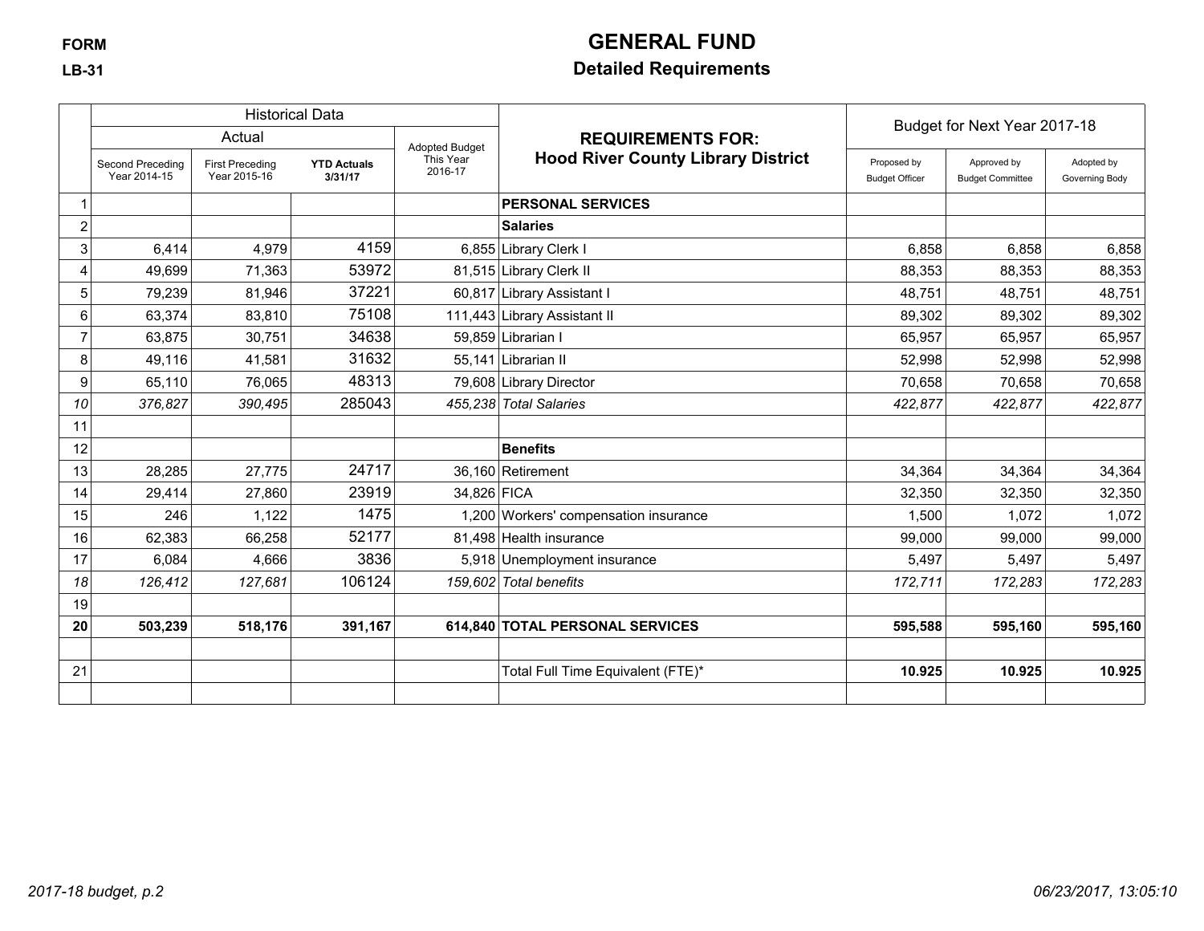FORM

LB-31

# GENERAL FUND

## Detailed Requirements

| | Historical Data | | | | REQUIREMENTS FOR: Hood River County Library District | Budget for Next Year 2017-18 | | |
|---|---|---|---|---|---|---|---|---|
| | Actual | | | Adopted Budget This Year 2016-17 | | | | |
| | Second Preceding Year 2014-15 | First Preceding Year 2015-16 | **YTD Actuals 3/31/17** | | | Proposed by Budget Officer | Approved by Budget Committee | Adopted by Governing Body |
| 1 | | | | | **PERSONAL SERVICES** | | | |
| 2 | | | | | **Salaries** | | | |
| 3 | 6,414 | 4,979 | 4159 | 6,855 | Library Clerk I | 6,858 | 6,858 | 6,858 |
| 4 | 49,699 | 71,363 | 53972 | 81,515 | Library Clerk II | 88,353 | 88,353 | 88,353 |
| 5 | 79,239 | 81,946 | 37221 | 60,817 | Library Assistant I | 48,751 | 48,751 | 48,751 |
| 6 | 63,374 | 83,810 | 75108 | 111,443 | Library Assistant II | 89,302 | 89,302 | 89,302 |
| 7 | 63,875 | 30,751 | 34638 | 59,859 | Librarian I | 65,957 | 65,957 | 65,957 |
| 8 | 49,116 | 41,581 | 31632 | 55,141 | Librarian II | 52,998 | 52,998 | 52,998 |
| 9 | 65,110 | 76,065 | 48313 | 79,608 | Library Director | 70,658 | 70,658 | 70,658 |
| *10* | *376,827* | *390,495* | 285043 | *455,238* | *Total Salaries* | *422,877* | *422,877* | *422,877* |
| 11 | | | | | | | | |
| 12 | | | | | **Benefits** | | | |
| 13 | 28,285 | 27,775 | 24717 | 36,160 | Retirement | 34,364 | 34,364 | 34,364 |
| 14 | 29,414 | 27,860 | 23919 | 34,826 | FICA | 32,350 | 32,350 | 32,350 |
| 15 | 246 | 1,122 | 1475 | 1,200 | Workers' compensation insurance | 1,500 | 1,072 | 1,072 |
| 16 | 62,383 | 66,258 | 52177 | 81,498 | Health insurance | 99,000 | 99,000 | 99,000 |
| 17 | 6,084 | 4,666 | 3836 | 5,918 | Unemployment insurance | 5,497 | 5,497 | 5,497 |
| *18* | *126,412* | *127,681* | 106124 | *159,602* | *Total benefits* | *172,711* | *172,283* | *172,283* |
| 19 | | | | | | | | |
| **20** | **503,239** | **518,176** | **391,167** | **614,840** | **TOTAL PERSONAL SERVICES** | **595,588** | **595,160** | **595,160** |
| | | | | | | | | |
| 21 | | | | | Total Full Time Equivalent (FTE)* | **10.925** | **10.925** | **10.925** |
| | | | | | | | | |

*2017-18 budget, p.2*

*06/23/2017, 13:05:10*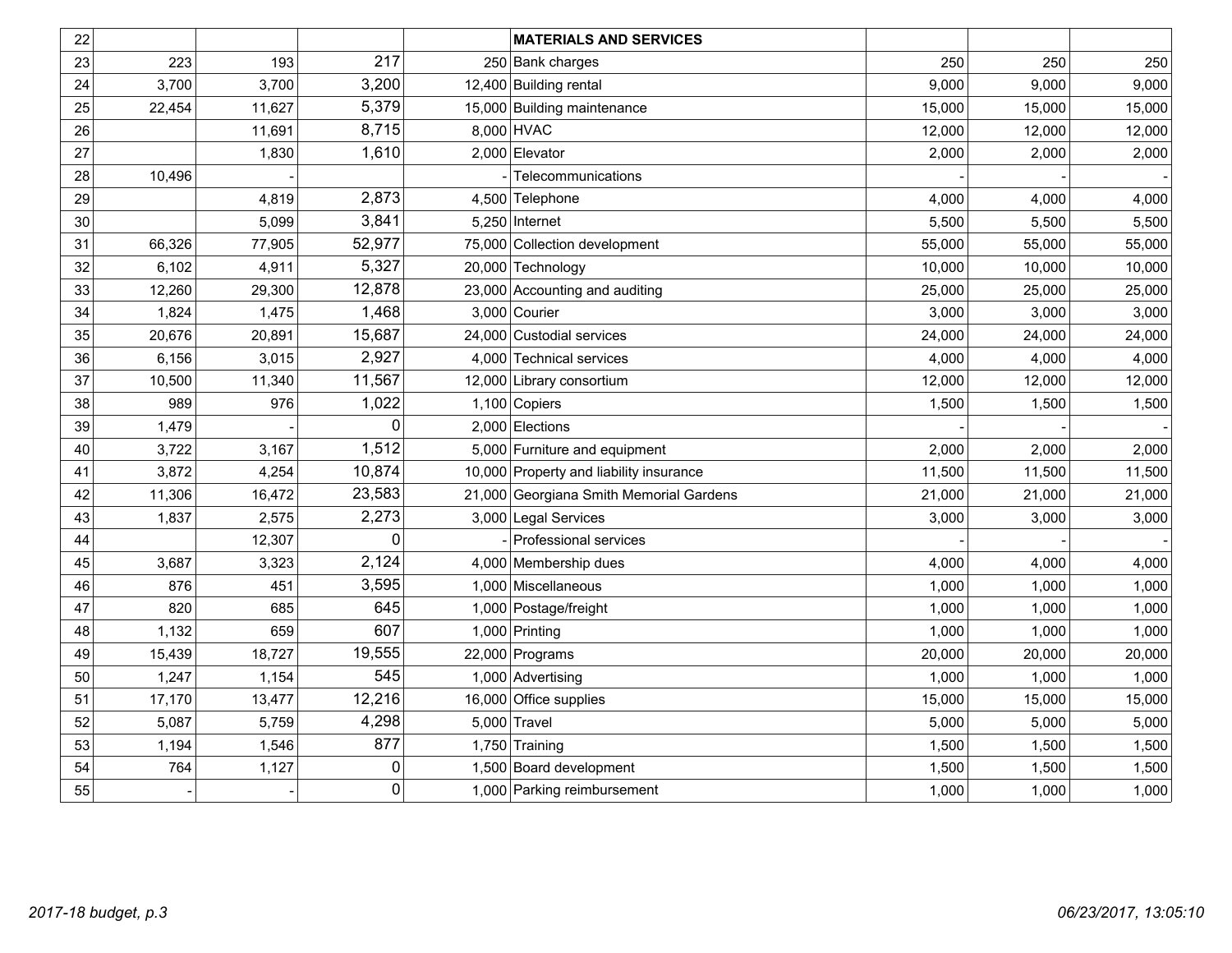| 22 | | | | | MATERIALS AND SERVICES | | | |
|---|---|---|---|---|---|---|---|---|
| 23 | 223 | 193 | 217 | 250 | Bank charges | 250 | 250 | 250 |
| 24 | 3,700 | 3,700 | 3,200 | 12,400 | Building rental | 9,000 | 9,000 | 9,000 |
| 25 | 22,454 | 11,627 | 5,379 | 15,000 | Building maintenance | 15,000 | 15,000 | 15,000 |
| 26 | | 11,691 | 8,715 | 8,000 | HVAC | 12,000 | 12,000 | 12,000 |
| 27 | | 1,830 | 1,610 | 2,000 | Elevator | 2,000 | 2,000 | 2,000 |
| 28 | 10,496 | - | | - | Telecommunications | - | - | - |
| 29 | | 4,819 | 2,873 | 4,500 | Telephone | 4,000 | 4,000 | 4,000 |
| 30 | | 5,099 | 3,841 | 5,250 | Internet | 5,500 | 5,500 | 5,500 |
| 31 | 66,326 | 77,905 | 52,977 | 75,000 | Collection development | 55,000 | 55,000 | 55,000 |
| 32 | 6,102 | 4,911 | 5,327 | 20,000 | Technology | 10,000 | 10,000 | 10,000 |
| 33 | 12,260 | 29,300 | 12,878 | 23,000 | Accounting and auditing | 25,000 | 25,000 | 25,000 |
| 34 | 1,824 | 1,475 | 1,468 | 3,000 | Courier | 3,000 | 3,000 | 3,000 |
| 35 | 20,676 | 20,891 | 15,687 | 24,000 | Custodial services | 24,000 | 24,000 | 24,000 |
| 36 | 6,156 | 3,015 | 2,927 | 4,000 | Technical services | 4,000 | 4,000 | 4,000 |
| 37 | 10,500 | 11,340 | 11,567 | 12,000 | Library consortium | 12,000 | 12,000 | 12,000 |
| 38 | 989 | 976 | 1,022 | 1,100 | Copiers | 1,500 | 1,500 | 1,500 |
| 39 | 1,479 | - | 0 | 2,000 | Elections | - | - | - |
| 40 | 3,722 | 3,167 | 1,512 | 5,000 | Furniture and equipment | 2,000 | 2,000 | 2,000 |
| 41 | 3,872 | 4,254 | 10,874 | 10,000 | Property and liability insurance | 11,500 | 11,500 | 11,500 |
| 42 | 11,306 | 16,472 | 23,583 | 21,000 | Georgiana Smith Memorial Gardens | 21,000 | 21,000 | 21,000 |
| 43 | 1,837 | 2,575 | 2,273 | 3,000 | Legal Services | 3,000 | 3,000 | 3,000 |
| 44 | | 12,307 | 0 | - | Professional services | - | - | - |
| 45 | 3,687 | 3,323 | 2,124 | 4,000 | Membership dues | 4,000 | 4,000 | 4,000 |
| 46 | 876 | 451 | 3,595 | 1,000 | Miscellaneous | 1,000 | 1,000 | 1,000 |
| 47 | 820 | 685 | 645 | 1,000 | Postage/freight | 1,000 | 1,000 | 1,000 |
| 48 | 1,132 | 659 | 607 | 1,000 | Printing | 1,000 | 1,000 | 1,000 |
| 49 | 15,439 | 18,727 | 19,555 | 22,000 | Programs | 20,000 | 20,000 | 20,000 |
| 50 | 1,247 | 1,154 | 545 | 1,000 | Advertising | 1,000 | 1,000 | 1,000 |
| 51 | 17,170 | 13,477 | 12,216 | 16,000 | Office supplies | 15,000 | 15,000 | 15,000 |
| 52 | 5,087 | 5,759 | 4,298 | 5,000 | Travel | 5,000 | 5,000 | 5,000 |
| 53 | 1,194 | 1,546 | 877 | 1,750 | Training | 1,500 | 1,500 | 1,500 |
| 54 | 764 | 1,127 | 0 | 1,500 | Board development | 1,500 | 1,500 | 1,500 |
| 55 | - | - | 0 | 1,000 | Parking reimbursement | 1,000 | 1,000 | 1,000 |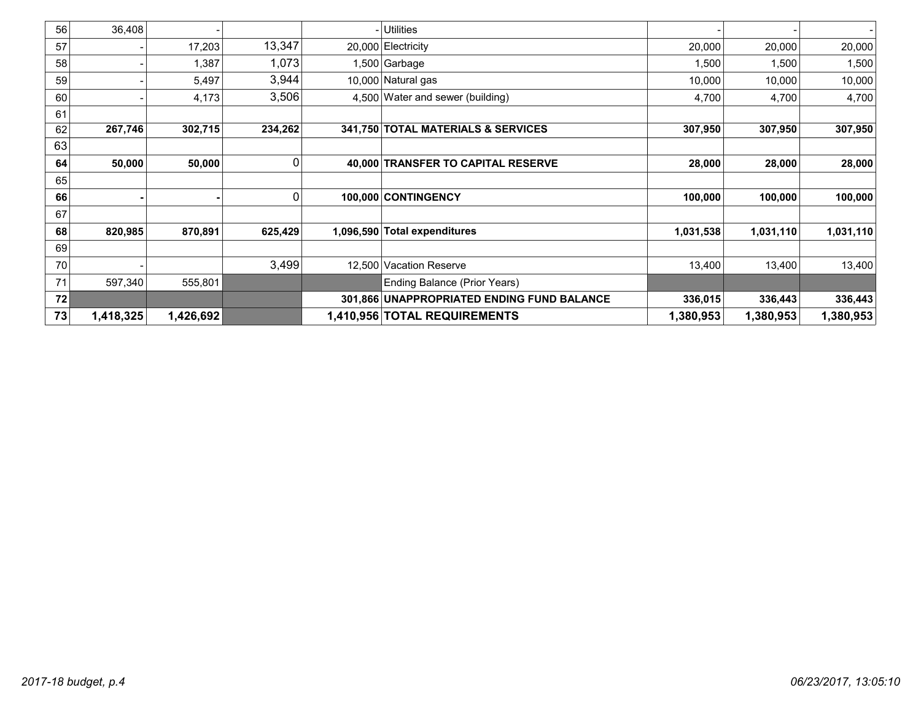| | | | | | | | | |
|---|---|---|---|---|---|---|---|---|
| 56 | 36,408 | - | | - | Utilities | - | - | - |
| 57 | - | 17,203 | 13,347 | 20,000 | Electricity | 20,000 | 20,000 | 20,000 |
| 58 | - | 1,387 | 1,073 | 1,500 | Garbage | 1,500 | 1,500 | 1,500 |
| 59 | - | 5,497 | 3,944 | 10,000 | Natural gas | 10,000 | 10,000 | 10,000 |
| 60 | - | 4,173 | 3,506 | 4,500 | Water and sewer (building) | 4,700 | 4,700 | 4,700 |
| 61 | | | | | | | | |
| 62 | **267,746** | **302,715** | **234,262** | **341,750** | **TOTAL MATERIALS & SERVICES** | **307,950** | **307,950** | **307,950** |
| 63 | | | | | | | | |
| **64** | **50,000** | **50,000** | 0 | **40,000** | **TRANSFER TO CAPITAL RESERVE** | **28,000** | **28,000** | **28,000** |
| 65 | | | | | | | | |
| **66** | **-** | **-** | 0 | **100,000** | **CONTINGENCY** | **100,000** | **100,000** | **100,000** |
| 67 | | | | | | | | |
| **68** | **820,985** | **870,891** | **625,429** | **1,096,590** | **Total expenditures** | **1,031,538** | **1,031,110** | **1,031,110** |
| 69 | | | | | | | | |
| 70 | - | | 3,499 | 12,500 | Vacation Reserve | 13,400 | 13,400 | 13,400 |
| 71 | 597,340 | 555,801 | | | Ending Balance (Prior Years) | | | |
| **72** | | | | **301,866** | **UNAPPROPRIATED ENDING FUND BALANCE** | **336,015** | **336,443** | **336,443** |
| **73** | **1,418,325** | **1,426,692** | | **1,410,956** | **TOTAL REQUIREMENTS** | **1,380,953** | **1,380,953** | **1,380,953** |

*2017-18 budget, p.4* *06/23/2017, 13:05:10*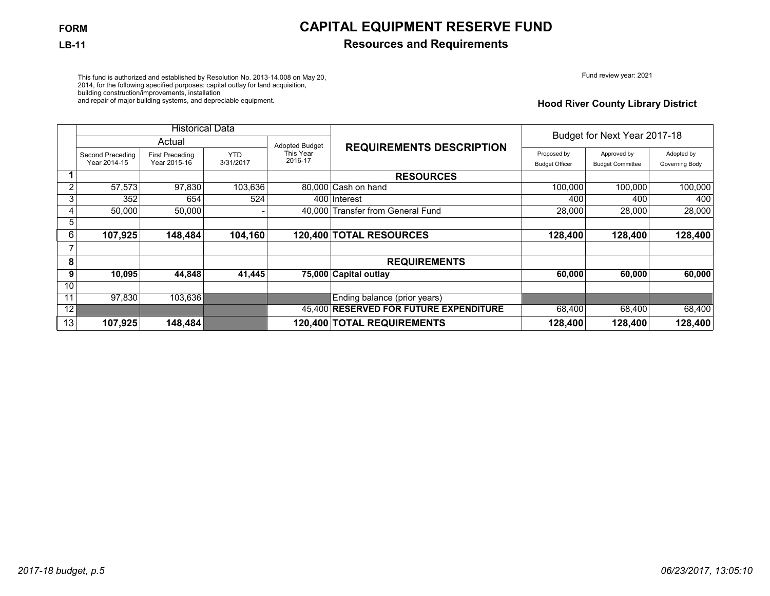**FORM**

**LB-11**

# CAPITAL EQUIPMENT RESERVE FUND

## Resources and Requirements

This fund is authorized and established by Resolution No. 2013-14.008 on May 20, 2014, for the following specified purposes: capital outlay for land acquisition, building construction/improvements, installation and repair of major building systems, and depreciable equipment.

Fund review year: 2021

**Hood River County Library District**

| | Historical Data | | | | REQUIREMENTS DESCRIPTION | Budget for Next Year 2017-18 | | |
|---|---|---|---|---|---|---|---|---|
| | Actual | | | Adopted Budget This Year 2016-17 | | | | |
| | Second Preceding Year 2014-15 | First Preceding Year 2015-16 | YTD 3/31/2017 | | | Proposed by Budget Officer | Approved by Budget Committee | Adopted by Governing Body |
| **1** | | | | | **RESOURCES** | | | |
| 2 | 57,573 | 97,830 | 103,636 | 80,000 | Cash on hand | 100,000 | 100,000 | 100,000 |
| 3 | 352 | 654 | 524 | 400 | Interest | 400 | 400 | 400 |
| 4 | 50,000 | 50,000 | - | 40,000 | Transfer from General Fund | 28,000 | 28,000 | 28,000 |
| 5 | | | | | | | | |
| 6 | **107,925** | **148,484** | **104,160** | **120,400** | **TOTAL RESOURCES** | **128,400** | **128,400** | **128,400** |
| 7 | | | | | | | | |
| **8** | | | | | **REQUIREMENTS** | | | |
| **9** | **10,095** | **44,848** | **41,445** | **75,000** | **Capital outlay** | **60,000** | **60,000** | **60,000** |
| 10 | | | | | | | | |
| 11 | 97,830 | 103,636 | | | Ending balance (prior years) | | | |
| 12 | | | | 45,400 | **RESERVED FOR FUTURE EXPENDITURE** | 68,400 | 68,400 | 68,400 |
| 13 | **107,925** | **148,484** | | **120,400** | **TOTAL REQUIREMENTS** | **128,400** | **128,400** | **128,400** |

*2017-18 budget, p.5* *06/23/2017, 13:05:10*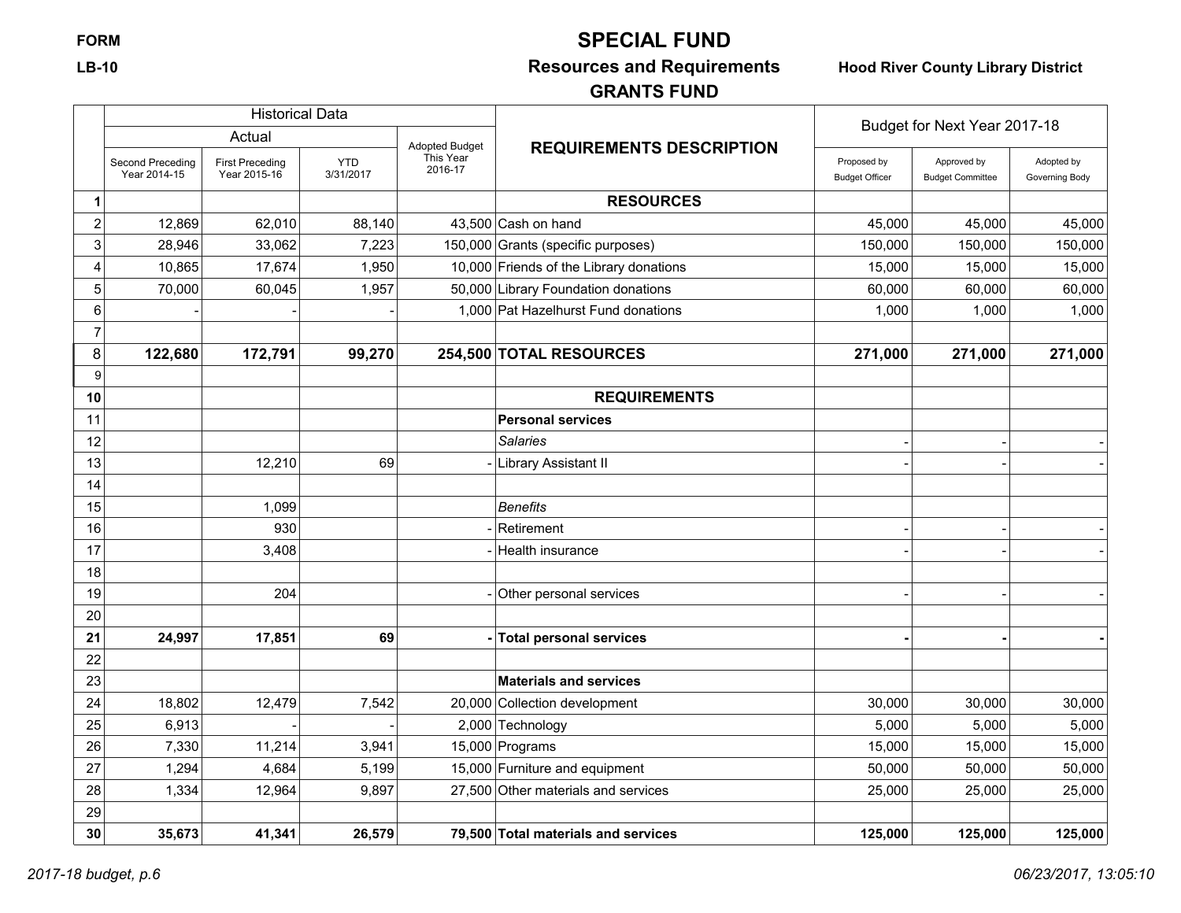**FORM**

**LB-10**

# SPECIAL FUND

## Resources and Requirements

## GRANTS FUND

**Hood River County Library District**

| | Historical Data | | | | REQUIREMENTS DESCRIPTION | Budget for Next Year 2017-18 | | |
|---|---|---|---|---|---|---|---|---|
| | Actual | | | Adopted Budget This Year 2016-17 | | | | |
| | Second Preceding Year 2014-15 | First Preceding Year 2015-16 | YTD 3/31/2017 | | | Proposed by Budget Officer | Approved by Budget Committee | Adopted by Governing Body |
| **1** | | | | | **RESOURCES** | | | |
| 2 | 12,869 | 62,010 | 88,140 | 43,500 | Cash on hand | 45,000 | 45,000 | 45,000 |
| 3 | 28,946 | 33,062 | 7,223 | 150,000 | Grants (specific purposes) | 150,000 | 150,000 | 150,000 |
| 4 | 10,865 | 17,674 | 1,950 | 10,000 | Friends of the Library donations | 15,000 | 15,000 | 15,000 |
| 5 | 70,000 | 60,045 | 1,957 | 50,000 | Library Foundation donations | 60,000 | 60,000 | 60,000 |
| 6 | - | - | - | 1,000 | Pat Hazelhurst Fund donations | 1,000 | 1,000 | 1,000 |
| 7 | | | | | | | | |
| 8 | **122,680** | **172,791** | **99,270** | **254,500** | **TOTAL RESOURCES** | **271,000** | **271,000** | **271,000** |
| 9 | | | | | | | | |
| **10** | | | | | **REQUIREMENTS** | | | |
| 11 | | | | | **Personal services** | | | |
| 12 | | | | | *Salaries* | - | - | - |
| 13 | | 12,210 | 69 | - | Library Assistant II | - | - | - |
| 14 | | | | | | | | |
| 15 | | 1,099 | | | *Benefits* | | | |
| 16 | | 930 | | - | Retirement | - | - | - |
| 17 | | 3,408 | | - | Health insurance | - | - | - |
| 18 | | | | | | | | |
| 19 | | 204 | | - | Other personal services | - | - | - |
| 20 | | | | | | | | |
| **21** | **24,997** | **17,851** | **69** | **-** | **Total personal services** | **-** | **-** | **-** |
| 22 | | | | | | | | |
| 23 | | | | | **Materials and services** | | | |
| 24 | 18,802 | 12,479 | 7,542 | 20,000 | Collection development | 30,000 | 30,000 | 30,000 |
| 25 | 6,913 | - | - | 2,000 | Technology | 5,000 | 5,000 | 5,000 |
| 26 | 7,330 | 11,214 | 3,941 | 15,000 | Programs | 15,000 | 15,000 | 15,000 |
| 27 | 1,294 | 4,684 | 5,199 | 15,000 | Furniture and equipment | 50,000 | 50,000 | 50,000 |
| 28 | 1,334 | 12,964 | 9,897 | 27,500 | Other materials and services | 25,000 | 25,000 | 25,000 |
| 29 | | | | | | | | |
| **30** | **35,673** | **41,341** | **26,579** | **79,500** | **Total materials and services** | **125,000** | **125,000** | **125,000** |

*2017-18 budget, p.6*

*06/23/2017, 13:05:10*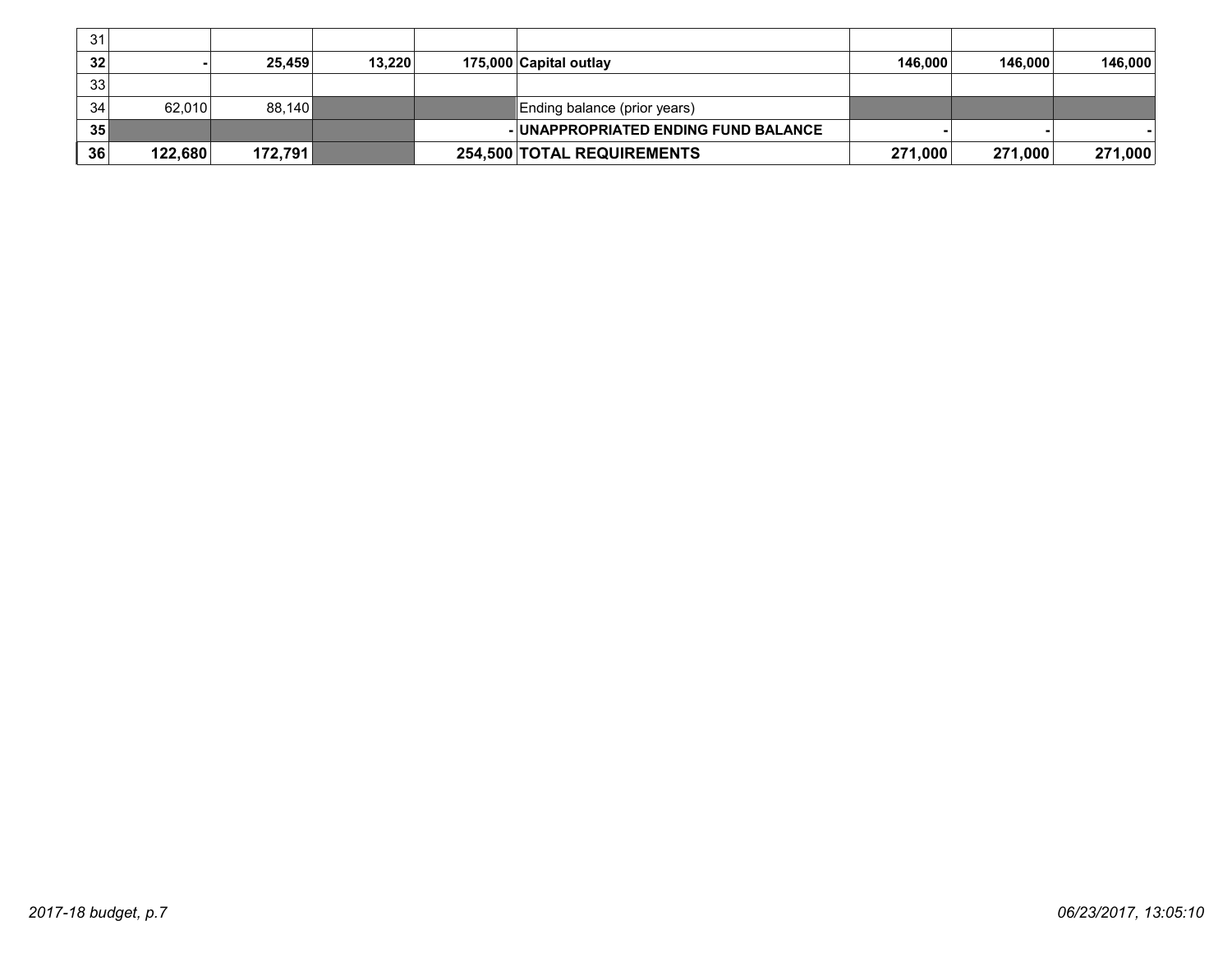| | | | | | | | | |
|---|---|---|---|---|---|---|---|---|
| 31 | | | | | | | | |
| **32** | **-** | **25,459** | **13,220** | **175,000** | **Capital outlay** | **146,000** | **146,000** | **146,000** |
| 33 | | | | | | | | |
| 34 | 62,010 | 88,140 | | | Ending balance (prior years) | | | |
| **35** | | | | **-** | **UNAPPROPRIATED ENDING FUND BALANCE** | **-** | **-** | **-** |
| **36** | **122,680** | **172,791** | | **254,500** | **TOTAL REQUIREMENTS** | **271,000** | **271,000** | **271,000** |

*2017-18 budget, p.7*

*06/23/2017, 13:05:10*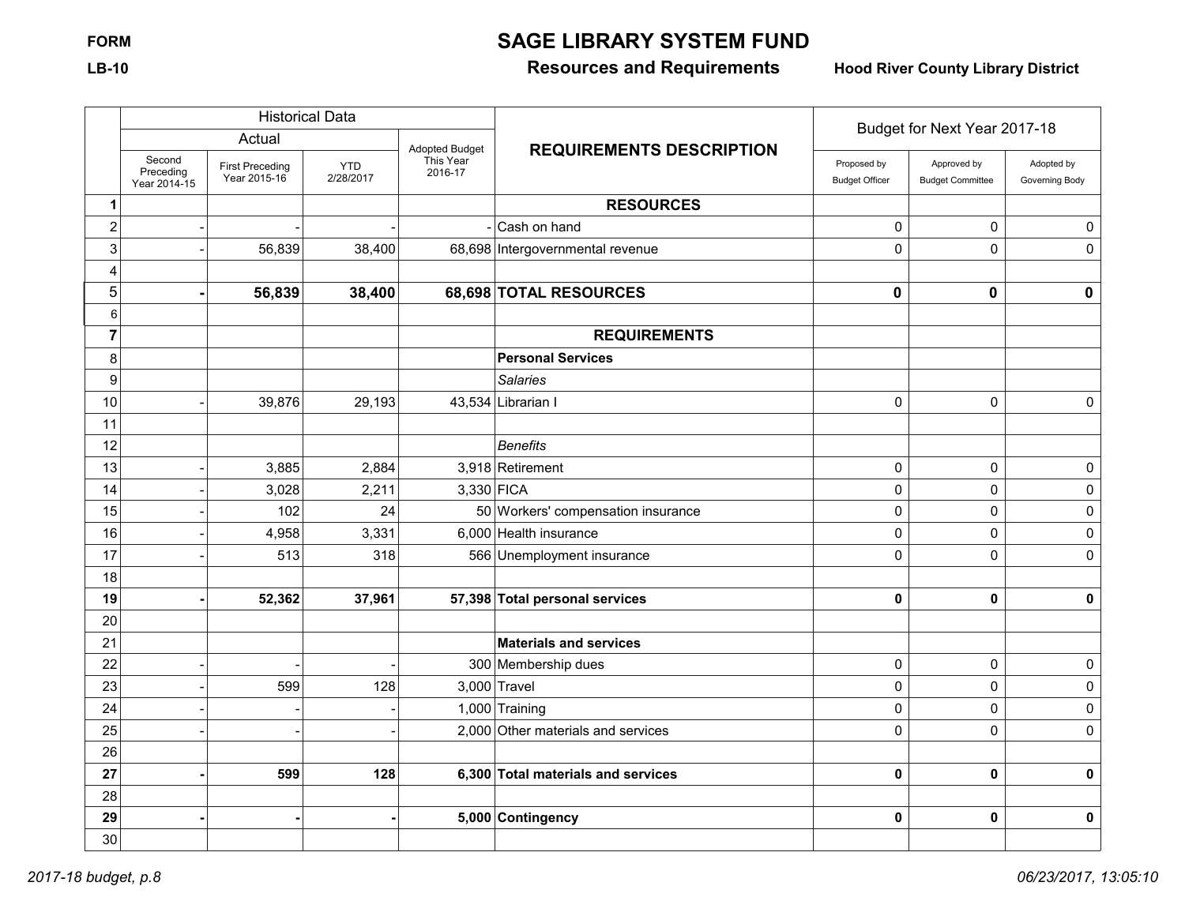FORM

LB-10

# SAGE LIBRARY SYSTEM FUND

## Resources and Requirements

**Hood River County Library District**

| | Historical Data | | | | REQUIREMENTS DESCRIPTION | Budget for Next Year 2017-18 | | |
|---|---|---|---|---|---|---|---|---|
| | Actual | | | Adopted Budget This Year 2016-17 | | | | |
| | Second Preceding Year 2014-15 | First Preceding Year 2015-16 | YTD 2/28/2017 | | | Proposed by Budget Officer | Approved by Budget Committee | Adopted by Governing Body |
| 1 | | | | | **RESOURCES** | | | |
| 2 | - | - | - | - | Cash on hand | 0 | 0 | 0 |
| 3 | - | 56,839 | 38,400 | 68,698 | Intergovernmental revenue | 0 | 0 | 0 |
| 4 | | | | | | | | |
| 5 | **-** | **56,839** | **38,400** | **68,698** | **TOTAL RESOURCES** | **0** | **0** | **0** |
| 6 | | | | | | | | |
| **7** | | | | | **REQUIREMENTS** | | | |
| 8 | | | | | **Personal Services** | | | |
| 9 | | | | | *Salaries* | | | |
| 10 | - | 39,876 | 29,193 | 43,534 | Librarian I | 0 | 0 | 0 |
| 11 | | | | | | | | |
| 12 | | | | | *Benefits* | | | |
| 13 | - | 3,885 | 2,884 | 3,918 | Retirement | 0 | 0 | 0 |
| 14 | - | 3,028 | 2,211 | 3,330 | FICA | 0 | 0 | 0 |
| 15 | - | 102 | 24 | 50 | Workers' compensation insurance | 0 | 0 | 0 |
| 16 | - | 4,958 | 3,331 | 6,000 | Health insurance | 0 | 0 | 0 |
| 17 | - | 513 | 318 | 566 | Unemployment insurance | 0 | 0 | 0 |
| 18 | | | | | | | | |
| **19** | **-** | **52,362** | **37,961** | **57,398** | **Total personal services** | **0** | **0** | **0** |
| 20 | | | | | | | | |
| 21 | | | | | **Materials and services** | | | |
| 22 | - | - | - | 300 | Membership dues | 0 | 0 | 0 |
| 23 | - | 599 | 128 | 3,000 | Travel | 0 | 0 | 0 |
| 24 | - | - | - | 1,000 | Training | 0 | 0 | 0 |
| 25 | - | - | - | 2,000 | Other materials and services | 0 | 0 | 0 |
| 26 | | | | | | | | |
| **27** | **-** | **599** | **128** | **6,300** | **Total materials and services** | **0** | **0** | **0** |
| 28 | | | | | | | | |
| **29** | **-** | **-** | **-** | **5,000** | **Contingency** | **0** | **0** | **0** |
| 30 | | | | | | | | |

*2017-18 budget, p.8* *06/23/2017, 13:05:10*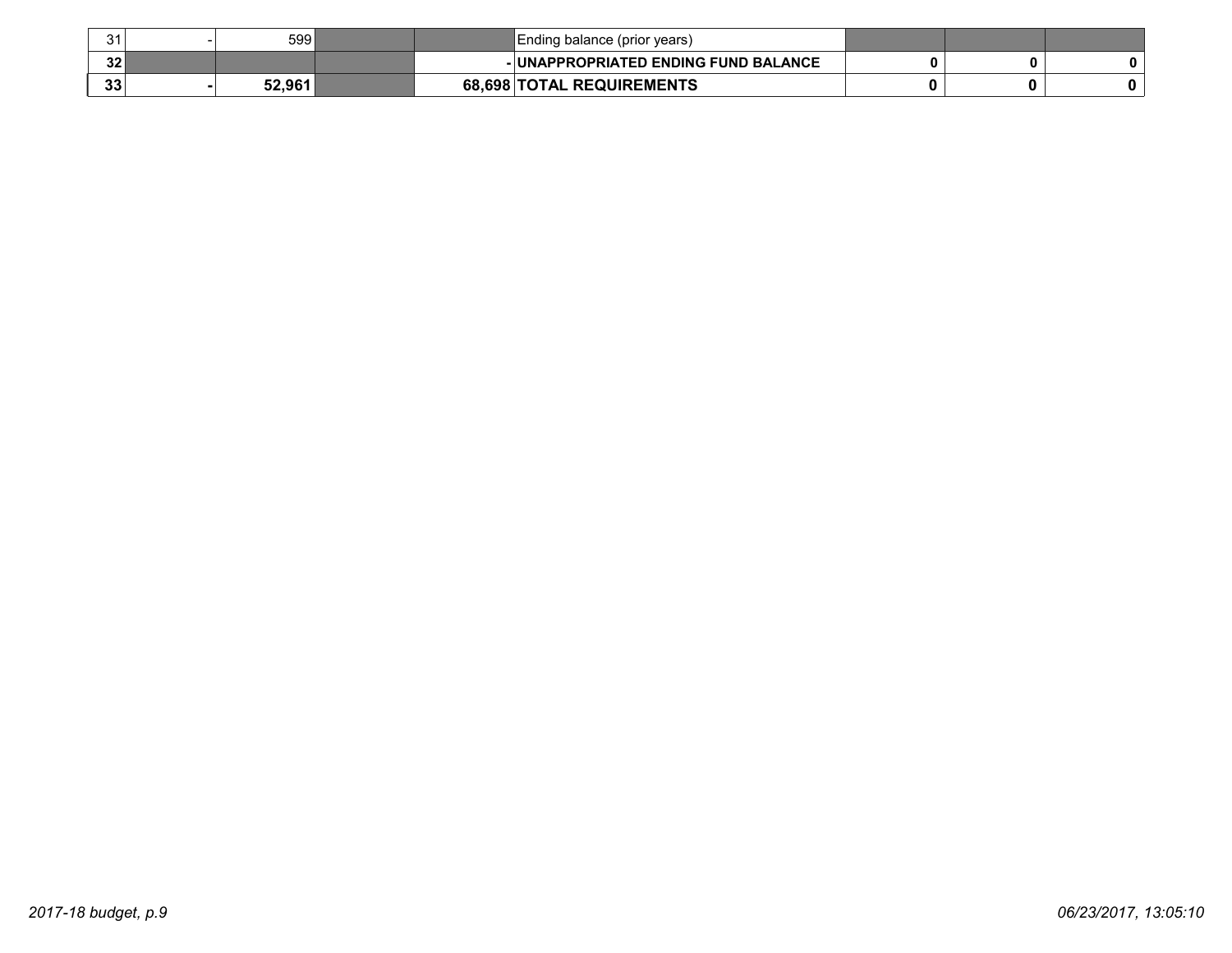| | | | | | | | | |
|---|---|---|---|---|---|---|---|---|
| 31 | - | 599 | | | Ending balance (prior years) | | | |
| **32** | | | | **-** | **UNAPPROPRIATED ENDING FUND BALANCE** | **0** | **0** | **0** |
| **33** | **-** | **52,961** | | **68,698** | **TOTAL REQUIREMENTS** | **0** | **0** | **0** |

*2017-18 budget, p.9* *06/23/2017, 13:05:10*